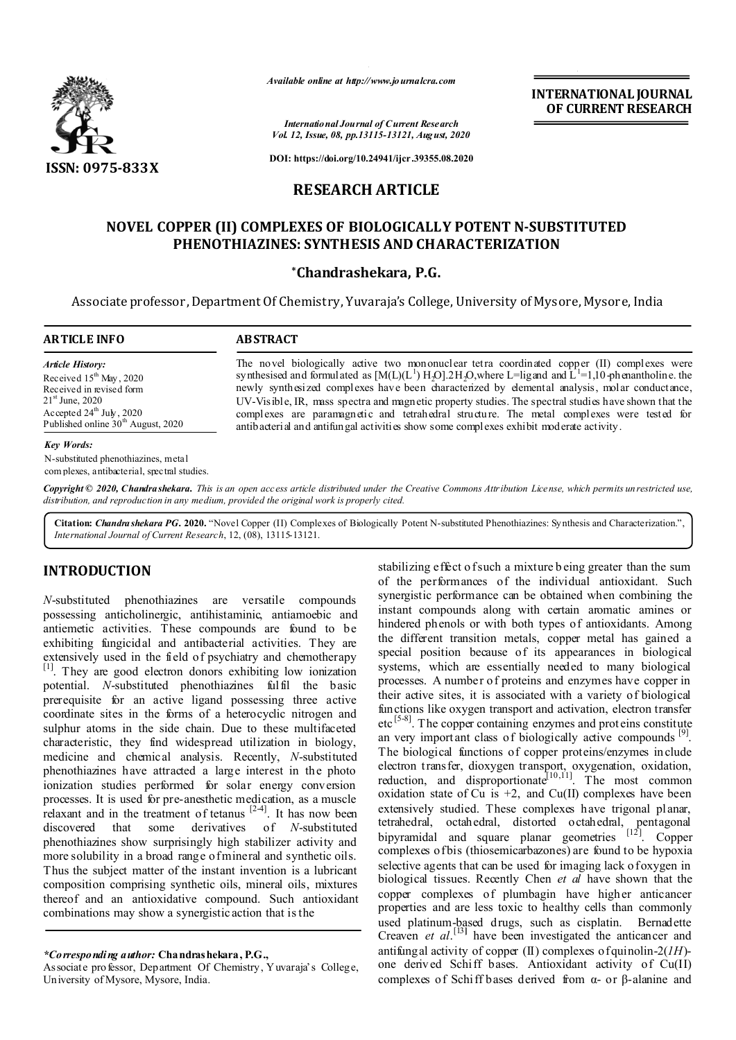Available online at http://www.journalcra.com

International Journal of Current Research

DOI: https://doi.org/10.24941/ijcr.39355.08.2020

**INTERNATIONAL JOURNAL OF CURRENT RESEARCH**

ISSN: 0975-833X

## RESEARCH ARTICLE

# NOVEL COPPER (II) COMPLEXES OF BIOLOGICALLY POTENT N-SUBSTITUTED PHENOTHIAZINES: SYNTHESIS AND CHARACTERIZATION

**\*Chandrashekara, P.G.**

Associate professor, Department Of Chemistry, Yuvaraja's College, University of Mysore, Mysore, India

### ARTICLE INFO

*Article History:*
Received 15th May, 2020
Received in revised form 21st June, 2020
Accepted 24th July, 2020
Published online 30th August, 2020

*Key Words:*
N-substituted phenothiazines, metal complexes, antibacterial, spectral studies.

### ABSTRACT

The novel biologically active two mononuclear tetra coordinated copper (II) complexes were synthesised and formulated as $[M(L)(L^1) H_2O].2H_2O$,where L=ligand and $L^1$=1,10-phenantholine. the newly synthesized complexes have been characterized by elemental analysis, molar conductance, UV-Visible, IR, mass spectra and magnetic property studies. The spectral studies have shown that the complexes are paramagnetic and tetrahedral structure. The metal complexes were tested for antibacterial and antifungal activities show some complexes exhibit moderate activity.

*Copyright © 2020, Chandrashekara. This is an open access article distributed under the Creative Commons Attribution License, which permits unrestricted use, distribution, and reproduction in any medium, provided the original work is properly cited.*

**Citation:** *Chandrashekara PG.* **2020.** "Novel Copper (II) Complexes of Biologically Potent N-substituted Phenothiazines: Synthesis and Characterization.", *International Journal of Current Research*, 12, (08), 13115-13121.

## INTRODUCTION

*N*-substituted phenothiazines are versatile compounds possessing anticholinergic, antihistaminic, antiamoebic and antiemetic activities. These compounds are found to be exhibiting fungicidal and antibacterial activities. They are extensively used in the field of psychiatry and chemotherapy [1]. They are good electron donors exhibiting low ionization potential. *N*-substituted phenothiazines fulfil the basic prerequisite for an active ligand possessing three active coordinate sites in the forms of a heterocyclic nitrogen and sulphur atoms in the side chain. Due to these multifaceted characteristic, they find widespread utilization in biology, medicine and chemical analysis. Recently, *N*-substituted phenothiazines have attracted a large interest in the photo ionization studies performed for solar energy conversion processes. It is used for pre-anesthetic medication, as a muscle relaxant and in the treatment of tetanus [2-4]. It has now been discovered that some derivatives of *N*-substituted phenothiazines show surprisingly high stabilizer activity and more solubility in a broad range of mineral and synthetic oils. Thus the subject matter of the instant invention is a lubricant composition comprising synthetic oils, mineral oils, mixtures thereof and an antioxidative compound. Such antioxidant combinations may show a synergistic action that is the stabilizing effect of such a mixture being greater than the sum of the performances of the individual antioxidant. Such synergistic performance can be obtained when combining the instant compounds along with certain aromatic amines or hindered phenols or with both types of antioxidants. Among the different transition metals, copper metal has gained a special position because of its appearances in biological systems, which are essentially needed to many biological processes. A number of proteins and enzymes have copper in their active sites, it is associated with a variety of biological functions like oxygen transport and activation, electron transfer etc [5-8]. The copper containing enzymes and proteins constitute an very important class of biologically active compounds [9]. The biological functions of copper proteins/enzymes include electron transfer, dioxygen transport, oxygenation, oxidation, reduction, and disproportionate[10,11]. The most common oxidation state of Cu is +2, and Cu(II) complexes have been extensively studied. These complexes have trigonal planar, tetrahedral, octahedral, distorted octahedral, pentagonal bipyramidal and square planar geometries [12]. Copper complexes of bis (thiosemicarbazones) are found to be hypoxia selective agents that can be used for imaging lack of oxygen in biological tissues. Recently Chen *et al* have shown that the copper complexes of plumbagin have higher anticancer properties and are less toxic to healthy cells than commonly used platinum-based drugs, such as cisplatin. Bernadette Creaven *et al*.[13] have been investigated the anticancer and antifungal activity of copper (II) complexes of quinolin-2(*1H*)-one derived Schiff bases. Antioxidant activity of Cu(II) complexes of Schiff bases derived from α- or β-alanine and

*\*Corresponding author:* **Chandrashekara, P.G.,**
Associate professor, Department Of Chemistry, Yuvaraja's College, University of Mysore, Mysore, India.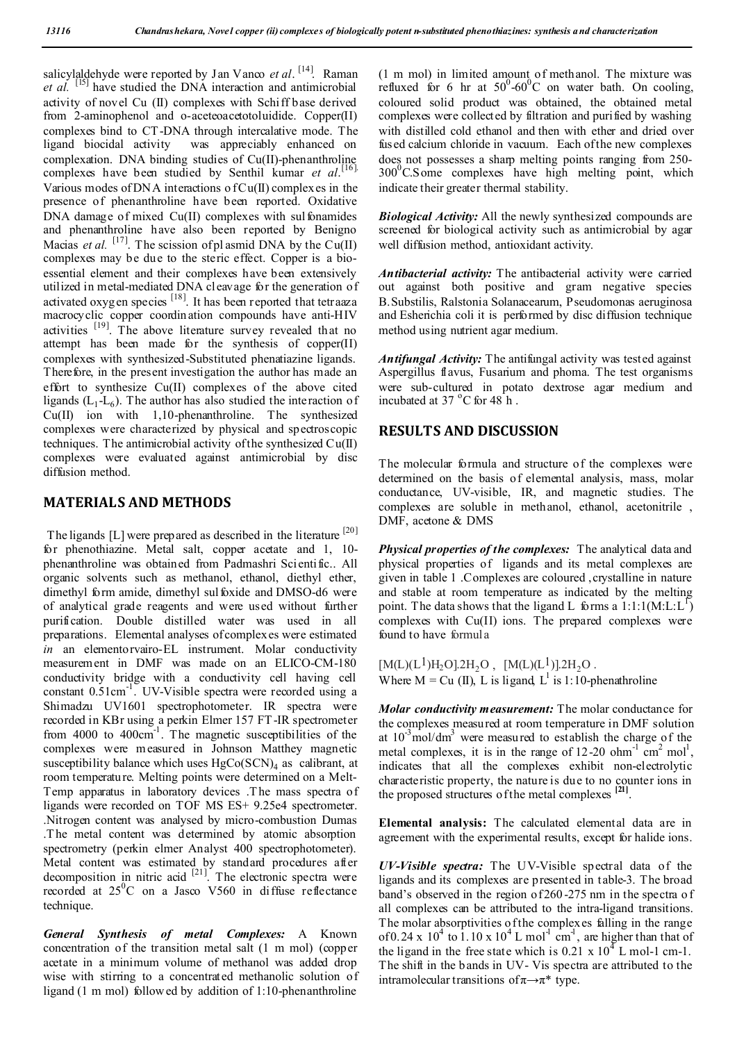salicylaldehyde were reported by Jan Vanco *et al*. [14]. Raman *et al.* [15] have studied the DNA interaction and antimicrobial activity of novel Cu (II) complexes with Schiff base derived from 2-aminophenol and o-aceteoacetotoluidide. Copper(II) complexes bind to CT-DNA through intercalative mode. The ligand biocidal activity was appreciably enhanced on complexation. DNA binding studies of Cu(II)-phenanthroline complexes have been studied by Senthil kumar *et al*.[16]. Various modes of DNA interactions of Cu(II) complexes in the presence of phenanthroline have been reported. Oxidative DNA damage of mixed Cu(II) complexes with sulfonamides and phenanthroline have also been reported by Benigno Macias *et al.* [17]. The scission of plasmid DNA by the Cu(II) complexes may be due to the steric effect. Copper is a bio-essential element and their complexes have been extensively utilized in metal-mediated DNA cleavage for the generation of activated oxygen species [18]. It has been reported that tetraaza macrocyclic copper coordination compounds have anti-HIV activities [19]. The above literature survey revealed that no attempt has been made for the synthesis of copper(II) complexes with synthesized-Substituted phenatiazine ligands. Therefore, in the present investigation the author has made an effort to synthesize Cu(II) complexes of the above cited ligands ($L_1$-$L_6$). The author has also studied the interaction of Cu(II) ion with 1,10-phenanthroline. The synthesized complexes were characterized by physical and spectroscopic techniques. The antimicrobial activity of the synthesized Cu(II) complexes were evaluated against antimicrobial by disc diffusion method.

## MATERIALS AND METHODS

The ligands [L] were prepared as described in the literature [20] for phenothiazine. Metal salt, copper acetate and 1, 10-phenanthroline was obtained from Padmashri Scientific.. All organic solvents such as methanol, ethanol, diethyl ether, dimethyl form amide, dimethyl sulfoxide and DMSO-d6 were of analytical grade reagents and were used without further purification. Double distilled water was used in all preparations. Elemental analyses of complexes were estimated *in* an elementorvairo-EL instrument. Molar conductivity measurement in DMF was made on an ELICO-CM-180 conductivity bridge with a conductivity cell having cell constant $0.51cm^{-1}$. UV-Visible spectra were recorded using a Shimadzu UV1601 spectrophotometer. IR spectra were recorded in KBr using a perkin Elmer 157 FT-IR spectrometer from 4000 to $400cm^{-1}$. The magnetic susceptibilities of the complexes were measured in Johnson Matthey magnetic susceptibility balance which uses $HgCo(SCN)_4$ as calibrant, at room temperature. Melting points were determined on a Melt-Temp apparatus in laboratory devices .The mass spectra of ligands were recorded on TOF MS ES+ 9.25e4 spectrometer. .Nitrogen content was analysed by micro-combustion Dumas .The metal content was determined by atomic absorption spectrometry (perkin elmer Analyst 400 spectrophotometer). Metal content was estimated by standard procedures after decomposition in nitric acid [21]. The electronic spectra were recorded at $25^0$C on a Jasco V560 in diffuse reflectance technique.

***General Synthesis of metal Complexes:*** A Known concentration of the transition metal salt (1 m mol) (copper acetate in a minimum volume of methanol was added drop wise with stirring to a concentrated methanolic solution of ligand (1 m mol) followed by addition of 1:10-phenanthroline (1 m mol) in limited amount of methanol. The mixture was refluxed for 6 hr at $50^0$-$60^0$C on water bath. On cooling, coloured solid product was obtained, the obtained metal complexes were collected by filtration and purified by washing with distilled cold ethanol and then with ether and dried over fused calcium chloride in vacuum. Each of the new complexes does not possesses a sharp melting points ranging from 250-$300^0$C.Some complexes have high melting point, which indicate their greater thermal stability.

***Biological Activity:*** All the newly synthesized compounds are screened for biological activity such as antimicrobial by agar well diffusion method, antioxidant activity.

***Antibacterial activity:*** The antibacterial activity were carried out against both positive and gram negative species B.Substilis, Ralstonia Solanacearum, Pseudomonas aeruginosa and Esherichia coli it is performed by disc diffusion technique method using nutrient agar medium.

***Antifungal Activity:*** The antifungal activity was tested against Aspergillus flavus, Fusarium and phoma. The test organisms were sub-cultured in potato dextrose agar medium and incubated at 37 °C for 48 h .

## RESULTS AND DISCUSSION

The molecular formula and structure of the complexes were determined on the basis of elemental analysis, mass, molar conductance, UV-visible, IR, and magnetic studies. The complexes are soluble in methanol, ethanol, acetonitrile , DMF, acetone & DMS

***Physical properties of the complexes:*** The analytical data and physical properties of ligands and its metal complexes are given in table 1 .Complexes are coloured ,crystalline in nature and stable at room temperature as indicated by the melting point. The data shows that the ligand L forms a 1:1:1(M:L:$L^1$) complexes with Cu(II) ions. The prepared complexes were found to have formula

$[M(L)(L^1)H_2O].2H_2O$ , $[M(L)(L^1)].2H_2O$ .
Where M = Cu (II), L is ligand, $L^1$ is 1:10-phenathroline

***Molar conductivity measurement:*** The molar conductance for the complexes measured at room temperature in DMF solution at $10^{-3}mol/dm^3$ were measured to establish the charge of the metal complexes, it is in the range of 12-20 $ohm^{-1}$ $cm^2$ $mol^1$, indicates that all the complexes exhibit non-electrolytic characteristic property, the nature is due to no counter ions in the proposed structures of the metal complexes [21].

**Elemental analysis:** The calculated elemental data are in agreement with the experimental results, except for halide ions.

***UV-Visible spectra:*** The UV-Visible spectral data of the ligands and its complexes are presented in table-3. The broad band's observed in the region of 260-275 nm in the spectra of all complexes can be attributed to the intra-ligand transitions. The molar absorptivities of the complexes falling in the range of $0.24 \times 10^4$ to $1.10 \times 10^4$ L $mol^{-1}$ $cm^{-1}$, are higher than that of the ligand in the free state which is $0.21 \times 10^4$ L mol-1 cm-1. The shift in the bands in UV- Vis spectra are attributed to the intramolecular transitions of $\pi \rightarrow \pi^*$ type.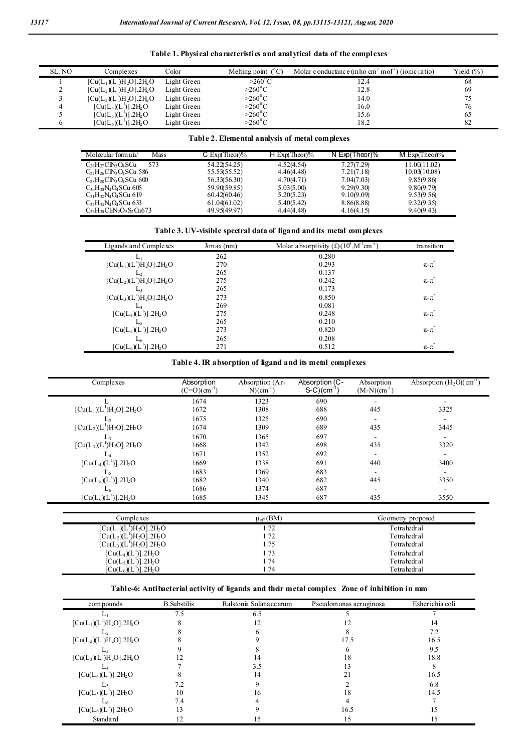**Table 1. Physical characteristics and analytical data of the complexes**

| SL. NO | Complexes | Color | Melting point (°C) | Molar conductance (mho cm$^2$ mol$^{-1}$) (ionic ratio) | Yield (%) |
|---|---|---|---|---|---|
| 1 | $[Cu(L_1)(L^1)H_2O].2H_2O$ | Light Green | >260$^0$C | 12.4 | 68 |
| 2 | $[Cu(L_2)(L^1)H_2O].2H_2O$ | Light Green | >260$^0$C | 12.8 | 69 |
| 3 | $[Cu(L_3)(L^1)H_2O].2H_2O$ | Light Green | >260$^0$C | 14.0 | 75 |
| 4 | $[Cu(L_4)(L^1)].2H_2O$ | Light Green | >260$^0$C | 16.0 | 76 |
| 5 | $[Cu(L_5)(L^1)].2H_2O$ | Light Green | >260$^0$C | 15.6 | 65 |
| 6 | $[Cu(L_6)(L^1)].2H_2O$ | Light Green | >260$^0$C | 18.2 | 82 |

**Table 2. Elemental analysis of metal complexes**

| Molecular formula/ Mass | C Exp(Theor)% | H Exp(Theor)% | N Exp(Theor)% | M Exp(Theor)% |
|---|---|---|---|---|
| $C_{26}H_{27}ClN_3O_6SCu$ 573 | 54.22(54.25) | 4.52(4.54) | 7.27(7.29) | 11.00(11.02) |
| $C_{27}H_{26}ClN_3O_6SCu$ 586 | 55.53(55.52) | 4.46(4.48) | 7.21(7.18) | 10.03(10.08) |
| $C_{28}H_{28}ClN_3O_6SCu$ 600 | 56.33(56.30) | 4.70(4.71) | 7.04(7.03) | 9.85(9.86) |
| $C_{30}H_{30}N_4O_4SCu$ 605 | 59.90(59.85) | 5.03(5.00) | 9.29(9.30) | 9.80(9.79) |
| $C_{31}H_{32}N_4O_4SCu$ 619 | 60.42(60.46) | 5.20(5.23) | 9.10(9.09) | 9.53(9.56) |
| $C_{32}H_{34}N_4O_4SCu$ 633 | 61.04(61.02) | 5.40(5.42) | 8.86(8.88) | 9.32(9.35) |
| $C_{26}H_{30}Cl_2N_2O_5S_2Cu$673 | 49.95(49.97) | 4.44(4.48) | 4.16(4.15) | 9.40(9.43) |

**Table 3. UV-visible spectral data of ligand and its metal complexes**

| Ligands and Complexes | λmax (nm) | Molar absorptivity (£)($10^4$,M$^{-1}$cm$^{-1}$) | transition |
|---|---|---|---|
| $L_1$ | 262 | 0.280 | |
| $[Cu(L_1)(L^1)H_2O].2H_2O$ | 270 | 0.293 | $\pi$-$\pi^*$ |
| $L_2$ | 265 | 0.137 | |
| $[Cu(L_2)(L^1)H_2O].2H_2O$ | 275 | 0.242 | $\pi$-$\pi^*$ |
| $L_3$ | 265 | 0.173 | |
| $[Cu(L_3)(L^1)H_2O].2H_2O$ | 273 | 0.850 | $\pi$-$\pi^*$ |
| $L_4$ | 269 | 0.081 | |
| $[Cu(L_4)(L^1)].2H_2O$ | 275 | 0.248 | $\pi$-$\pi^*$ |
| $L_5$ | 265 | 0.210 | |
| $[Cu(L_5)(L^1)].2H_2O$ | 273 | 0.820 | $\pi$-$\pi^*$ |
| $L_6$ | 265 | 0.208 | |
| $[Cu(L_6)(L^1)].2H_2O$ | 271 | 0.512 | $\pi$-$\pi^*$ |

**Table 4. IR absorption of ligand and its metal complexes**

| Complexes | Absorption (C=O)(cm$^{-1}$) | Absorption (Ar-N)(cm$^{-1}$) | Absorption (C-S-C)(cm$^{-1}$) | Absorption (M-N)(cm$^{-1}$) | Absorption ($H_2O$)(cm$^{-1}$) |
|---|---|---|---|---|---|
| $L_1$ | 1674 | 1323 | 690 | - | - |
| $[Cu(L_1)(L^1)H_2O].2H_2O$ | 1672 | 1308 | 688 | 445 | 3325 |
| $L_2$ | 1675 | 1325 | 690 | - | - |
| $[Cu(L_2)(L^1)H_2O].2H_2O$ | 1674 | 1309 | 689 | 435 | 3445 |
| $L_3$ | 1670 | 1365 | 697 | - | - |
| $[Cu(L_3)(L^1)H_2O].2H_2O$ | 1668 | 1342 | 698 | 435 | 3320 |
| $L_4$ | 1671 | 1352 | 692 | - | - |
| $[Cu(L_4)(L^1)].2H_2O$ | 1669 | 1338 | 691 | 440 | 3400 |
| $L_5$ | 1683 | 1369 | 683 | - | - |
| $[Cu(L_5)(L^1)].2H_2O$ | 1682 | 1340 | 682 | 445 | 3350 |
| $L_6$ | 1686 | 1374 | 687 | - | - |
| $[Cu(L_6)(L^1)].2H_2O$ | 1685 | 1345 | 687 | 435 | 3550 |

| Complexes | $\mu_{eff}$(BM) | Geometry proposed |
|---|---|---|
| $[Cu(L_1)(L^1)H_2O].2H_2O$ | 1.72 | Tetrahedral |
| $[Cu(L_2)(L^1)H_2O].2H_2O$ | 1.72 | Tetrahedral |
| $[Cu(L_3)(L^1)H_2O].2H_2O$ | 1.75 | Tetrahedral |
| $[Cu(L_4)(L^1)].2H_2O$ | 1.73 | Tetrahedral |
| $[Cu(L_5)(L^1)].2H_2O$ | 1.74 | Tetrahedral |
| $[Cu(L_6)(L^1)].2H_2O$ | 1.74 | Tetrahedral |

**Table-6: Antibacterial activity of ligands and their metal complex Zone of inhibition in mm**

| compounds | B.Substilis | Ralstonia Solanacearum | Pseudomonas aeruginosa | Esherichia coli |
|---|---|---|---|---|
| $L_1$ | 7.5 | 6.5 | 5 | 7 |
| $[Cu(L_1)(L^1)H_2O].2H_2O$ | 8 | 12 | 12 | 14 |
| $L_2$ | 8 | 6 | 8 | 7.2 |
| $[Cu(L_2)(L^1)H_2O].2H_2O$ | 8 | 9 | 17.5 | 16.5 |
| $L_3$ | 9 | 8 | 6 | 9.5 |
| $[Cu(L_3)(L^1)H_2O].2H_2O$ | 12 | 14 | 18 | 18.8 |
| $L_4$ | 7 | 3.5 | 13 | 8 |
| $[Cu(L_4)(L^1)].2H_2O$ | 8 | 14 | 21 | 16.5 |
| $L_5$ | 7.2 | 9 | 2 | 6.8 |
| $[Cu(L_5)(L^1)].2H_2O$ | 10 | 16 | 18 | 14.5 |
| $L_6$ | 7.4 | 4 | 4 | 7 |
| $[Cu(L_6)(L^1)].2H_2O$ | 13 | 9 | 16.5 | 15 |
| Standard | 12 | 15 | 15 | 15 |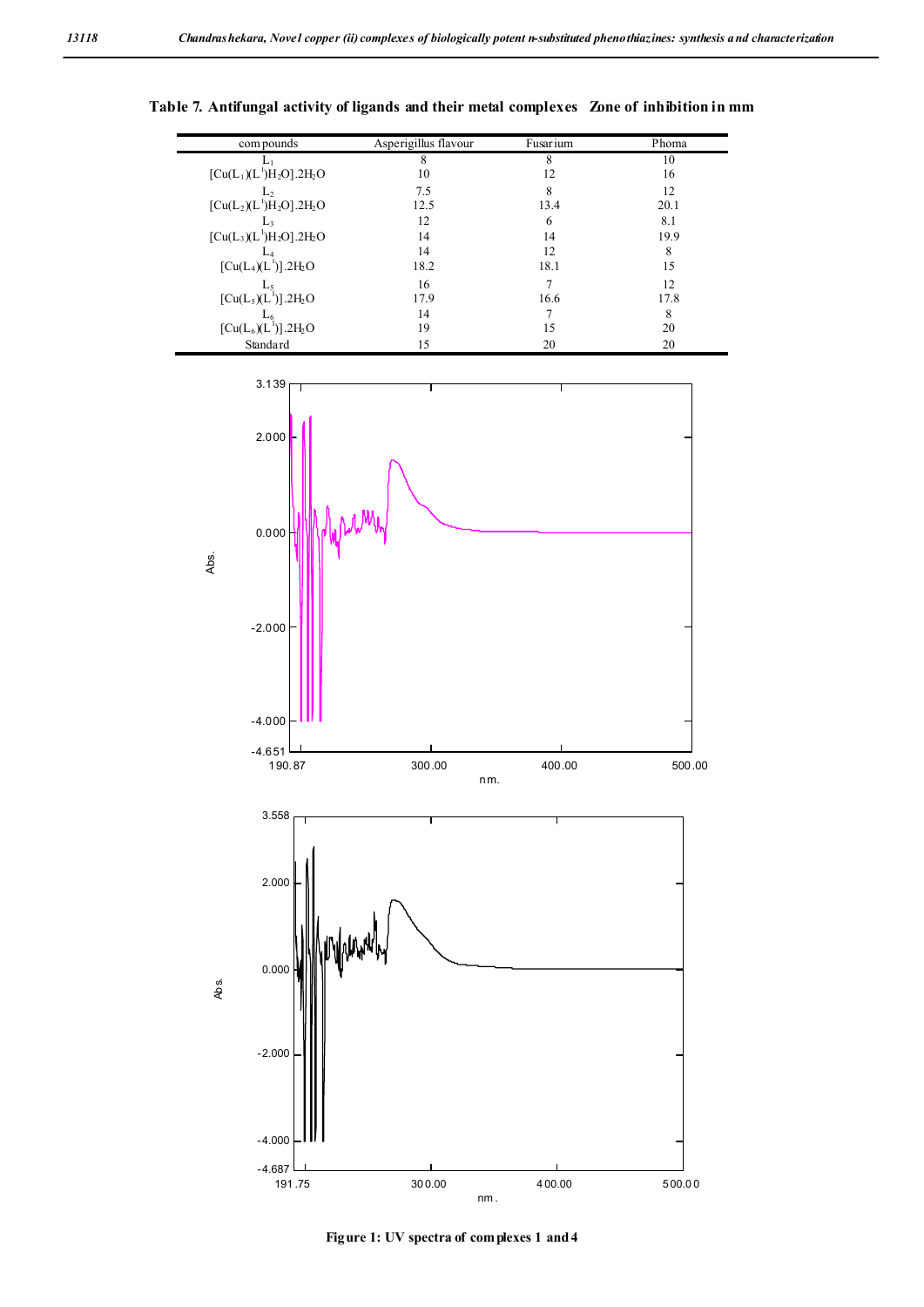**Table 7. Antifungal activity of ligands and their metal complexes Zone of inhibition in mm**

| compounds | Asperigillus flavour | Fusarium | Phoma |
|---|---|---|---|
| $L_1$ | 8 | 8 | 10 |
| $[Cu(L_1)(L^1)H_2O].2H_2O$ | 10 | 12 | 16 |
| $L_2$ | 7.5 | 8 | 12 |
| $[Cu(L_2)(L^1)H_2O].2H_2O$ | 12.5 | 13.4 | 20.1 |
| $L_3$ | 12 | 6 | 8.1 |
| $[Cu(L_3)(L^1)H_2O].2H_2O$ | 14 | 14 | 19.9 |
| $L_4$ | 14 | 12 | 8 |
| $[Cu(L_4)(L^1)].2H_2O$ | 18.2 | 18.1 | 15 |
| $L_5$ | 16 | 7 | 12 |
| $[Cu(L_5)(L^1)].2H_2O$ | 17.9 | 16.6 | 17.8 |
| $L_6$ | 14 | 7 | 8 |
| $[Cu(L_6)(L^1)].2H_2O$ | 19 | 15 | 20 |
| Standard | 15 | 20 | 20 |

**Figure 1: UV spectra of complexes 1 and 4**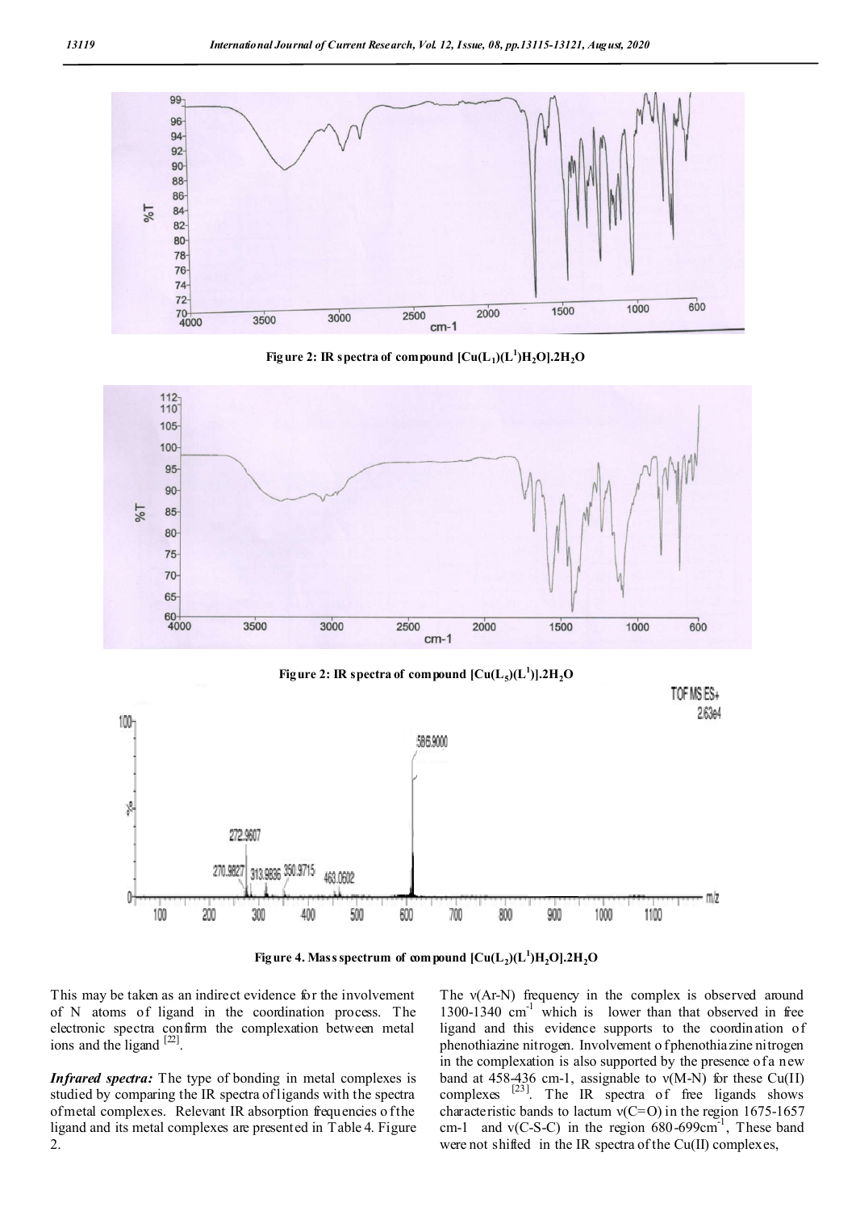Figure 2: IR spectra of compound $[Cu(L_1)(L^1)H_2O].2H_2O$

Figure 2: IR spectra of compound $[Cu(L_5)(L^1)].2H_2O$

Figure 4. Mass spectrum of compound $[Cu(L_2)(L^1)H_2O].2H_2O$

This may be taken as an indirect evidence for the involvement of N atoms of ligand in the coordination process. The electronic spectra confirm the complexation between metal ions and the ligand [22].

***Infrared spectra:*** The type of bonding in metal complexes is studied by comparing the IR spectra of ligands with the spectra of metal complexes. Relevant IR absorption frequencies of the ligand and its metal complexes are presented in Table 4. Figure 2.

The ν(Ar-N) frequency in the complex is observed around 1300-1340 $cm^{-1}$ which is lower than that observed in free ligand and this evidence supports to the coordination of phenothiazine nitrogen. Involvement of phenothiazine nitrogen in the complexation is also supported by the presence of a new band at 458-436 cm-1, assignable to ν(M-N) for these Cu(II) complexes [23]. The IR spectra of free ligands shows characteristic bands to lactum ν(C=O) in the region 1675-1657 cm-1 and ν(C-S-C) in the region 680-699$cm^{-1}$, These band were not shifted in the IR spectra of the Cu(II) complexes,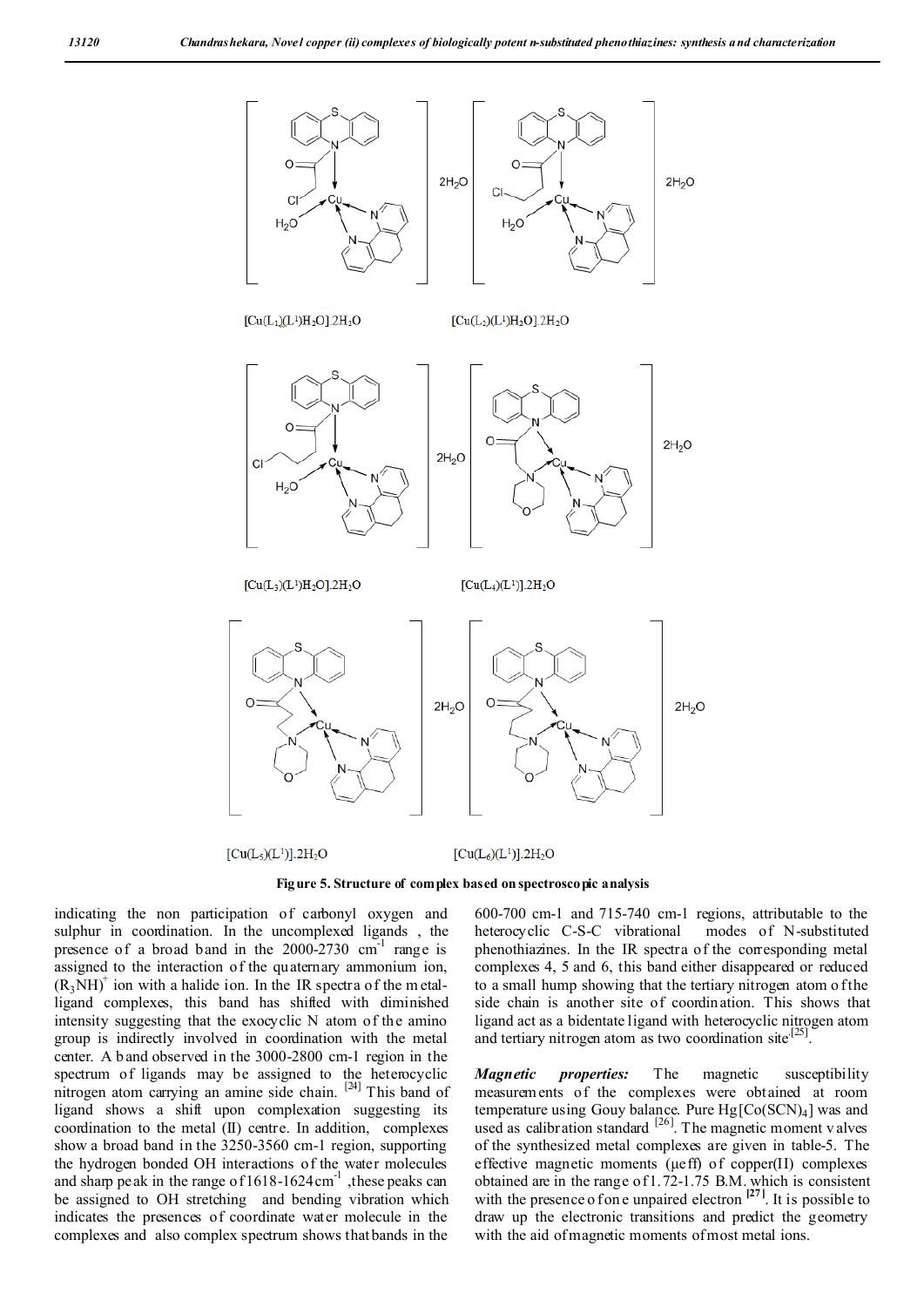[Cu(L1)(L¹)H2O].2H2O

[Cu(L2)(L¹)H2O].2H2O

[Cu(L3)(L¹)H2O].2H2O

[Cu(L4)(L¹)].2H2O

[Cu(L5)(L¹)].2H2O

[Cu(L6)(L¹)].2H2O

**Figure 5. Structure of complex based on spectroscopic analysis**

indicating the non participation of carbonyl oxygen and sulphur in coordination. In the uncomplexed ligands , the presence of a broad band in the 2000-2730 $cm^{-1}$ range is assigned to the interaction of the quaternary ammonium ion, $(R_3NH)^+$ ion with a halide ion. In the IR spectra of the metal-ligand complexes, this band has shifted with diminished intensity suggesting that the exocyclic N atom of the amino group is indirectly involved in coordination with the metal center. A band observed in the 3000-2800 cm-1 region in the spectrum of ligands may be assigned to the heterocyclic nitrogen atom carrying an amine side chain. [24] This band of ligand shows a shift upon complexation suggesting its coordination to the metal (II) centre. In addition, complexes show a broad band in the 3250-3560 cm-1 region, supporting the hydrogen bonded OH interactions of the water molecules and sharp peak in the range of 1618-1624 $cm^{-1}$ ,these peaks can be assigned to OH stretching and bending vibration which indicates the presences of coordinate water molecule in the complexes and also complex spectrum shows that bands in the 600-700 cm-1 and 715-740 cm-1 regions, attributable to the heterocyclic C-S-C vibrational modes of N-substituted phenothiazines. In the IR spectra of the corresponding metal complexes 4, 5 and 6, this band either disappeared or reduced to a small hump showing that the tertiary nitrogen atom of the side site of coordination. This shows that ligand act as a bidentate ligand with heterocyclic nitrogen atom and tertiary nitrogen atom as two coordination site[25].

***Magnetic properties:*** The magnetic susceptibility measurements of the complexes were obtained at room temperature using Gouy balance. Pure $Hg[Co(SCN)_4]$ was and used as calibration standard [26]. The magnetic moment valves of the synthesized metal complexes are given in table-5. The effective magnetic moments (μeff) of copper(II) complexes obtained are in the range of 1.72-1.75 B.M. which is consistent with the presence of one unpaired electron [27]. It is possible to draw up the electronic transitions and predict the geometry with the aid of magnetic moments of most metal ions.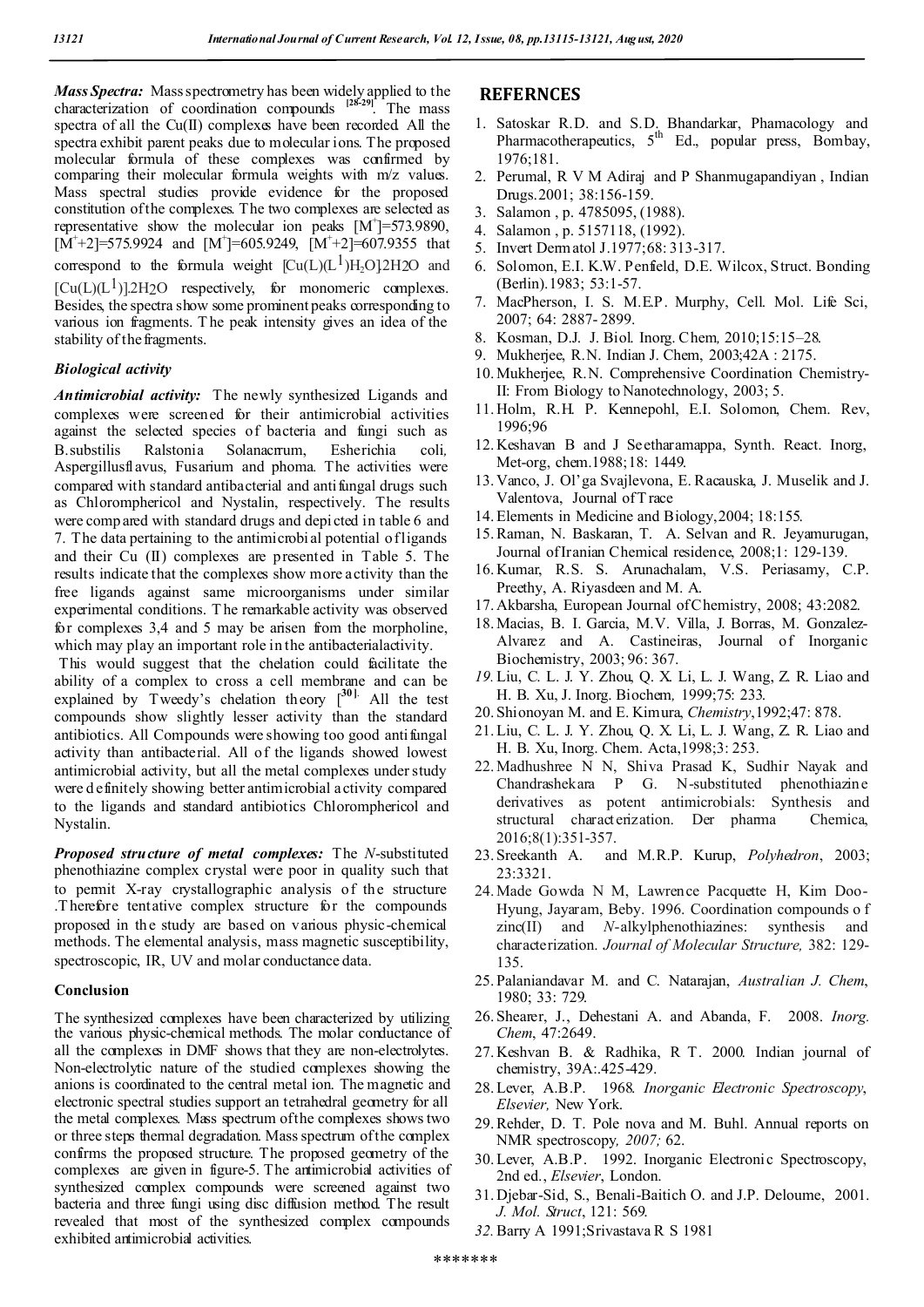***Mass Spectra:*** Mass spectrometry has been widely applied to the characterization of coordination compounds [28-29]. The mass spectra of all the Cu(II) complexes have been recorded. All the spectra exhibit parent peaks due to molecular ions. The proposed molecular formula of these complexes was confirmed by comparing their molecular formula weights with m/z values. Mass spectral studies provide evidence for the proposed constitution of the complexes. The two complexes are selected as representative show the molecular ion peaks $[M^+]$=573.9890, $[M^++2]$=575.9924 and $[M^+]$=605.9249, $[M^++2]$=607.9355 that correspond to the formula weight $[Cu(L)(L^1)H_2O]$.2H2O and $[Cu(L)(L^1)]$.2H2O respectively, for monomeric complexes. Besides, the spectra show some prominent peaks corresponding to various ion fragments. The peak intensity gives an idea of the stability of the fragments.

### *Biological activity*

***Antimicrobial activity:*** The newly synthesized Ligands and complexes were screened for their antimicrobial activities against the selected species of bacteria and fungi such as B.substilis Ralstonia Solanacrrum, Esherichia coli, Aspergillusflavus, Fusarium and phoma. The activities were compared with standard antibacterial and antifungal drugs such as Chloromphericol and Nystalin, respectively. The results were compared with standard drugs and depicted in table 6 and 7. The data pertaining to the antimicrobial potential of ligands and their Cu (II) complexes are presented in Table 5. The results indicate that the complexes show more activity than the free ligands against same microorganisms under similar experimental conditions. The remarkable activity was observed for complexes 3,4 and 5 may be arisen from the morpholine, which may play an important role in the antibacterialactivity.

This would suggest that the chelation could facilitate the ability of a complex to cross a cell membrane and can be explained by Tweedy's chelation theory [30]. All the test compounds show slightly lesser activity than the standard antibiotics. All Compounds were showing too good antifungal activity than antibacterial. All of the ligands showed lowest antimicrobial activity, but all the metal complexes under study were definitely showing better antimicrobial activity compared to the ligands and standard antibiotics Chloromphericol and Nystalin.

***Proposed structure of metal complexes:*** The *N*-substituted phenothiazine complex crystal were poor in quality such that to permit X-ray crystallographic analysis of the structure .Therefore tentative complex structure for the compounds proposed in the study are based on various physic-chemical methods. The elemental analysis, mass magnetic susceptibility, spectroscopic, IR, UV and molar conductance data.

### Conclusion

The synthesized complexes have been characterized by utilizing the various physic-chemical methods. The molar conductance of all the complexes in DMF shows that they are non-electrolytes. Non-electrolytic nature of the studied complexes showing the anions is coordinated to the central metal ion. The magnetic and electronic spectral studies support an tetrahedral geometry for all the metal complexes. Mass spectrum of the complexes shows two or three steps thermal degradation. Mass spectrum of the complex confirms the proposed structure. The proposed geometry of the complexes are given in figure-5. The antimicrobial activities of synthesized complex compounds were screened against two bacteria and three fungi using disc diffusion method. The result revealed that most of the synthesized complex compounds exhibited antimicrobial activities.

## REFERNCES

1. Satoskar R.D. and S.D. Bhandarkar, Phamacology and Pharmacotherapeutics, 5th Ed., popular press, Bombay, 1976;181.
2. Perumal, R V M Adiraj and P Shanmugapandiyan , Indian Drugs.2001; 38:156-159.
3. Salamon , p. 4785095, (1988).
4. Salamon , p. 5157118, (1992).
5. Invert Dermatol J.1977;68: 313-317.
6. Solomon, E.I. K.W. Penfield, D.E. Wilcox, Struct. Bonding (Berlin).1983; 53:1-57.
7. MacPherson, I. S. M.E.P. Murphy, Cell. Mol. Life Sci, 2007; 64: 2887- 2899.
8. Kosman, D.J. J. Biol. Inorg. Chem, 2010;15:15–28.
9. Mukherjee, R.N. Indian J. Chem, 2003;42A : 2175.
10. Mukherjee, R.N. Comprehensive Coordination Chemistry-II: From Biology to Nanotechnology, 2003; 5.
11. Holm, R.H. P. Kennepohl, E.I. Solomon, Chem. Rev, 1996;96
12. Keshavan B and J Seetharamappa, Synth. React. Inorg, Met-org, chem.1988;18: 1449.
13. Vanco, J. Ol'ga Svajlevona, E. Racauska, J. Muselik and J. Valentova, Journal of Trace
14. Elements in Medicine and Biology,2004; 18:155.
15. Raman, N. Baskaran, T. A. Selvan and R. Jeyamurugan, Journal of Iranian Chemical residence, 2008;1: 129-139.
16. Kumar, R.S. S. Arunachalam, V.S. Periasamy, C.P. Preethy, A. Riyasdeen and M. A.
17. Akbarsha, European Journal of Chemistry, 2008; 43:2082.
18. Macias, B. I. Garcia, M.V. Villa, J. Borras, M. Gonzalez-Alvarez and A. Castineiras, Journal of Inorganic Biochemistry, 2003; 96: 367.
19. Liu, C. L. J. Y. Zhou, Q. X. Li, L. J. Wang, Z. R. Liao and H. B. Xu, J. Inorg. Biochem, 1999;75: 233.
20. Shionoyan M. and E. Kimura, *Chemistry*,1992;47: 878.
21. Liu, C. L. J. Y. Zhou, Q. X. Li, L. J. Wang, Z. R. Liao and H. B. Xu, Inorg. Chem. Acta,1998;3: 253.
22. Madhushree N N, Shiva Prasad K, Sudhir Nayak and Chandrashekara P G. N-substituted phenothiazine derivatives as potent antimicrobials: Synthesis and structural characterization. Der pharma Chemica, 2016;8(1):351-357.
23. Sreekanth A. and M.R.P. Kurup, *Polyhedron*, 2003; 23:3321.
24. Made Gowda N M, Lawrence Pacquette H, Kim Doo-Hyung, Jayaram, Beby. 1996. Coordination compounds of zinc(II) and *N*-alkylphenothiazines: synthesis and characterization. *Journal of Molecular Structure,* 382: 129-135.
25. Palaniandavar M. and C. Natarajan, *Australian J. Chem*, 1980; 33: 729.
26. Shearer, J., Dehestani A. and Abanda, F. 2008. *Inorg. Chem*, 47:2649.
27. Keshvan B. & Radhika, R T. 2000. Indian journal of chemistry, 39A:.425-429.
28. Lever, A.B.P. 1968. *Inorganic Electronic Spectroscopy*, *Elsevier,* New York.
29. Rehder, D. T. Pole nova and M. Buhl. Annual reports on NMR spectroscopy, *2007;* 62.
30. Lever, A.B.P. 1992. Inorganic Electronic Spectroscopy, 2nd ed., *Elsevier*, London.
31. Djebar-Sid, S., Benali-Baitich O. and J.P. Deloume, 2001. *J. Mol. Struct*, 121: 569.
32. Barry A 1991;Srivastava R S 1981

\*\*\*\*\*\*\*